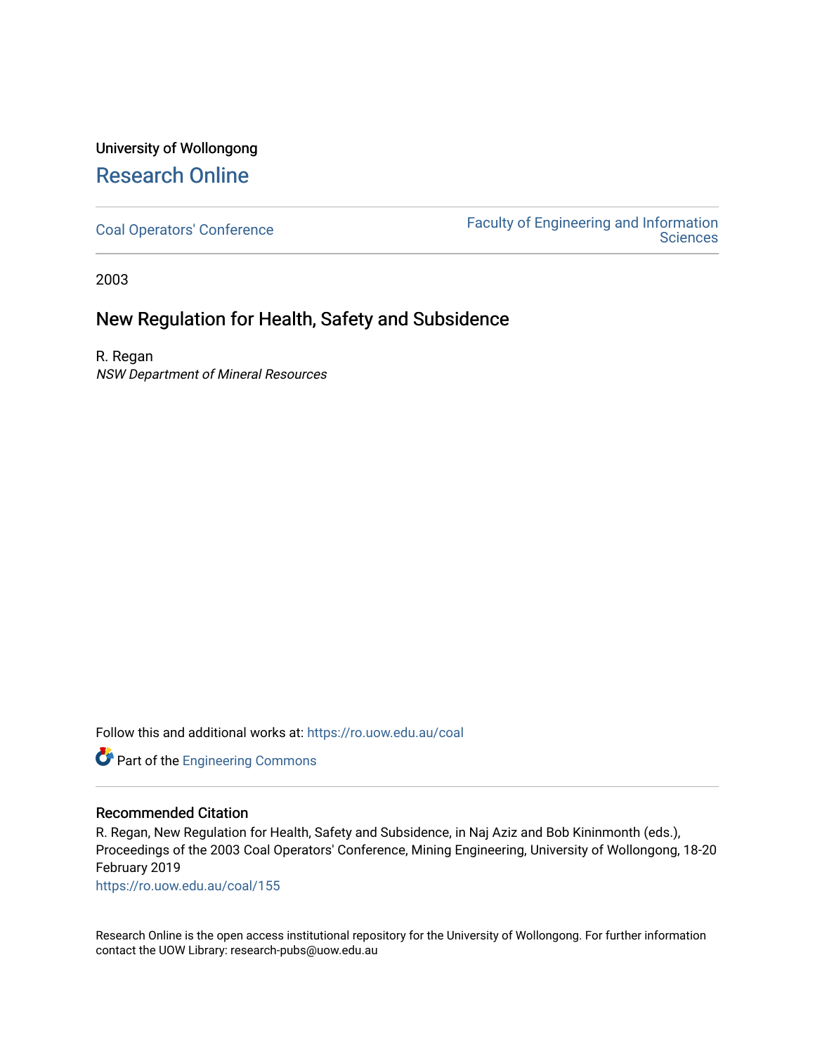University of Wollongong

# Research Online

Coal Operators' Conference

Faculty of Engineering and Information Sciences

2003

## New Regulation for Health, Safety and Subsidence

R. Regan
*NSW Department of Mineral Resources*

Follow this and additional works at: https://ro.uow.edu.au/coal

Part of the Engineering Commons

### Recommended Citation

R. Regan, New Regulation for Health, Safety and Subsidence, in Naj Aziz and Bob Kininmonth (eds.), Proceedings of the 2003 Coal Operators' Conference, Mining Engineering, University of Wollongong, 18-20 February 2019

https://ro.uow.edu.au/coal/155

Research Online is the open access institutional repository for the University of Wollongong. For further information contact the UOW Library: research-pubs@uow.edu.au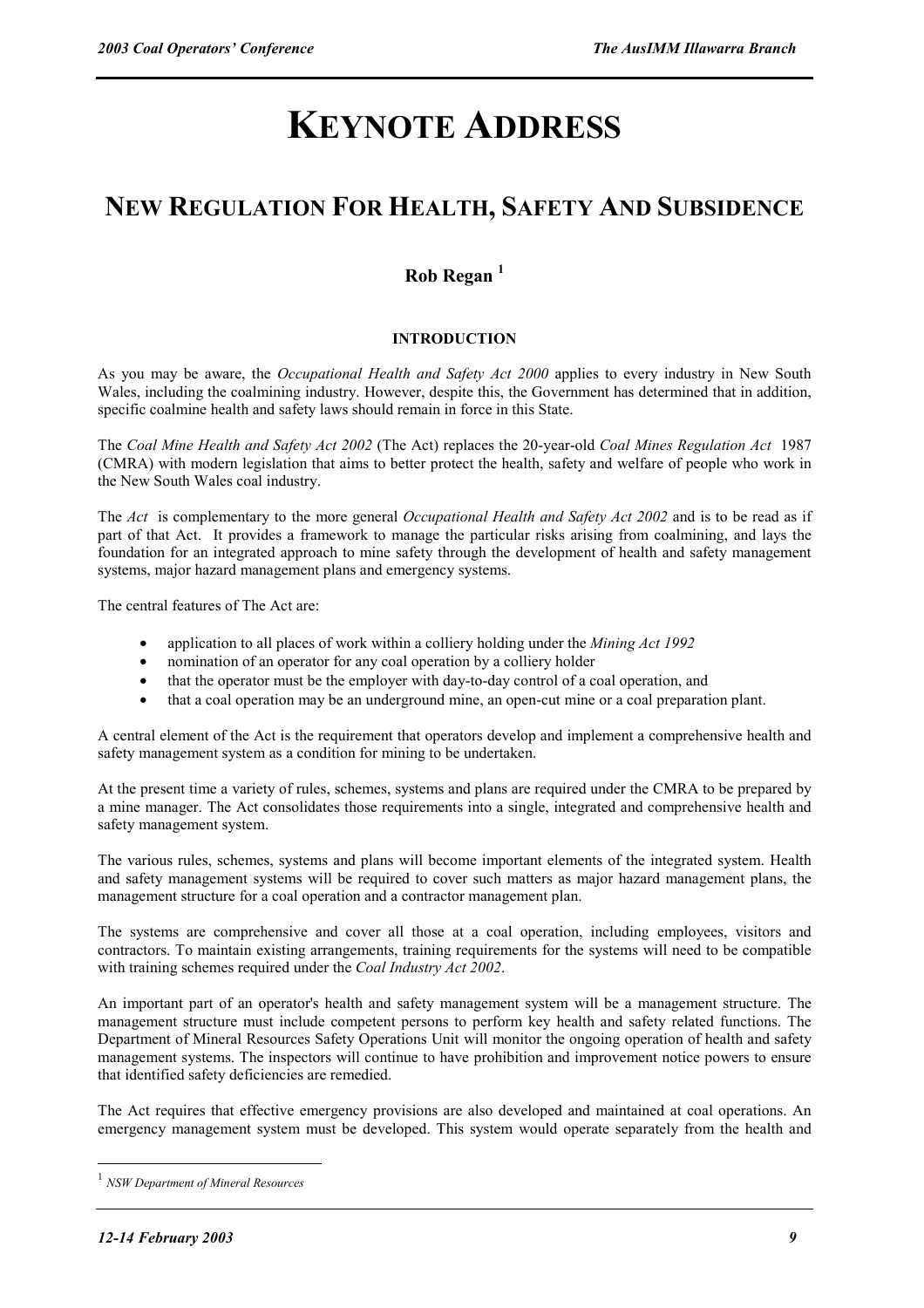# KEYNOTE ADDRESS

## NEW REGULATION FOR HEALTH, SAFETY AND SUBSIDENCE

**Rob Regan** [1]

### INTRODUCTION

As you may be aware, the *Occupational Health and Safety Act 2000* applies to every industry in New South Wales, including the coalmining industry. However, despite this, the Government has determined that in addition, specific coalmine health and safety laws should remain in force in this State.

The *Coal Mine Health and Safety Act 2002* (The Act) replaces the 20-year-old *Coal Mines Regulation Act* 1987 (CMRA) with modern legislation that aims to better protect the health, safety and welfare of people who work in the New South Wales coal industry.

The *Act* is complementary to the more general *Occupational Health and Safety Act 2002* and is to be read as if part of that Act. It provides a framework to manage the particular risks arising from coalmining, and lays the foundation for an integrated approach to mine safety through the development of health and safety management systems, major hazard management plans and emergency systems.

The central features of The Act are:

- application to all places of work within a colliery holding under the *Mining Act 1992*
- nomination of an operator for any coal operation by a colliery holder
- that the operator must be the employer with day-to-day control of a coal operation, and
- that a coal operation may be an underground mine, an open-cut mine or a coal preparation plant.

A central element of the Act is the requirement that operators develop and implement a comprehensive health and safety management system as a condition for mining to be undertaken.

At the present time a variety of rules, schemes, systems and plans are required under the CMRA to be prepared by a mine manager. The Act consolidates those requirements into a single, integrated and comprehensive health and safety management system.

The various rules, schemes, systems and plans will become important elements of the integrated system. Health and safety management systems will be required to cover such matters as major hazard management plans, the management structure for a coal operation and a contractor management plan.

The systems are comprehensive and cover all those at a coal operation, including employees, visitors and contractors. To maintain existing arrangements, training requirements for the systems will need to be compatible with training schemes required under the *Coal Industry Act 2002*.

An important part of an operator's health and safety management system will be a management structure. The management structure must include competent persons to perform key health and safety related functions. The Department of Mineral Resources Safety Operations Unit will monitor the ongoing operation of health and safety management systems. The inspectors will continue to have prohibition and improvement notice powers to ensure that identified safety deficiencies are remedied.

The Act requires that effective emergency provisions are also developed and maintained at coal operations. An emergency management system must be developed. This system would operate separately from the health and

---

[1] *NSW Department of Mineral Resources*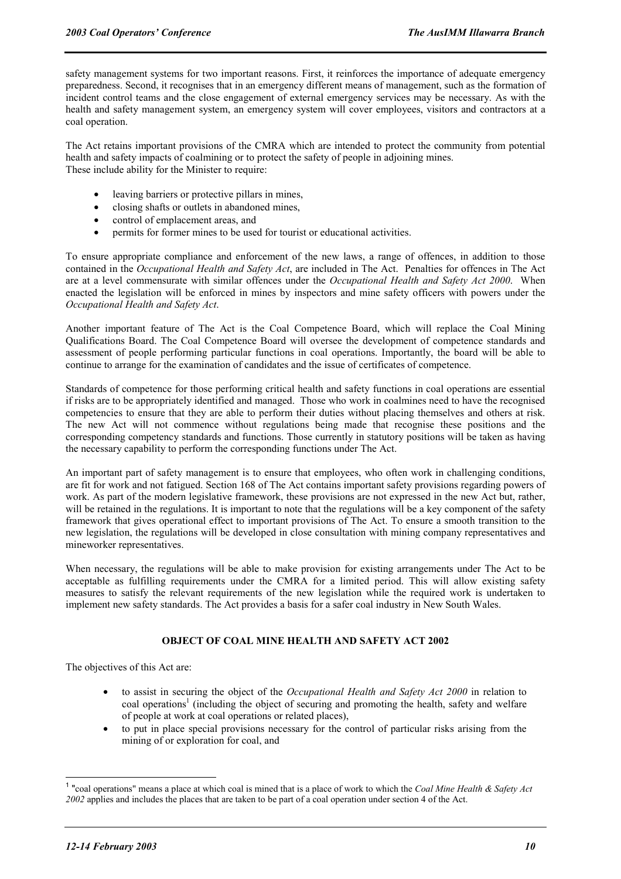safety management systems for two important reasons. First, it reinforces the importance of adequate emergency preparedness. Second, it recognises that in an emergency different means of management, such as the formation of incident control teams and the close engagement of external emergency services may be necessary. As with the health and safety management system, an emergency system will cover employees, visitors and contractors at a coal operation.

The Act retains important provisions of the CMRA which are intended to protect the community from potential health and safety impacts of coalmining or to protect the safety of people in adjoining mines. These include ability for the Minister to require:

- leaving barriers or protective pillars in mines,
- closing shafts or outlets in abandoned mines,
- control of emplacement areas, and
- permits for former mines to be used for tourist or educational activities.

To ensure appropriate compliance and enforcement of the new laws, a range of offences, in addition to those contained in the *Occupational Health and Safety Act*, are included in The Act. Penalties for offences in The Act are at a level commensurate with similar offences under the *Occupational Health and Safety Act 2000*. When enacted the legislation will be enforced in mines by inspectors and mine safety officers with powers under the *Occupational Health and Safety Act*.

Another important feature of The Act is the Coal Competence Board, which will replace the Coal Mining Qualifications Board. The Coal Competence Board will oversee the development of competence standards and assessment of people performing particular functions in coal operations. Importantly, the board will be able to continue to arrange for the examination of candidates and the issue of certificates of competence.

Standards of competence for those performing critical health and safety functions in coal operations are essential if risks are to be appropriately identified and managed. Those who work in coalmines need to have the recognised competencies to ensure that they are able to perform their duties without placing themselves and others at risk. The new Act will not commence without regulations being made that recognise these positions and the corresponding competency standards and functions. Those currently in statutory positions will be taken as having the necessary capability to perform the corresponding functions under The Act.

An important part of safety management is to ensure that employees, who often work in challenging conditions, are fit for work and not fatigued. Section 168 of The Act contains important safety provisions regarding powers of work. As part of the modern legislative framework, these provisions are not expressed in the new Act but, rather, will be retained in the regulations. It is important to note that the regulations will be a key component of the safety framework that gives operational effect to important provisions of The Act. To ensure a smooth transition to the new legislation, the regulations will be developed in close consultation with mining company representatives and mineworker representatives.

When necessary, the regulations will be able to make provision for existing arrangements under The Act to be acceptable as fulfilling requirements under the CMRA for a limited period. This will allow existing safety measures to satisfy the relevant requirements of the new legislation while the required work is undertaken to implement new safety standards. The Act provides a basis for a safer coal industry in New South Wales.

## OBJECT OF COAL MINE HEALTH AND SAFETY ACT 2002

The objectives of this Act are:

- to assist in securing the object of the *Occupational Health and Safety Act 2000* in relation to coal operations[1] (including the object of securing and promoting the health, safety and welfare of people at work at coal operations or related places),
- to put in place special provisions necessary for the control of particular risks arising from the mining of or exploration for coal, and

[1] "coal operations" means a place at which coal is mined that is a place of work to which the *Coal Mine Health & Safety Act 2002* applies and includes the places that are taken to be part of a coal operation under section 4 of the Act.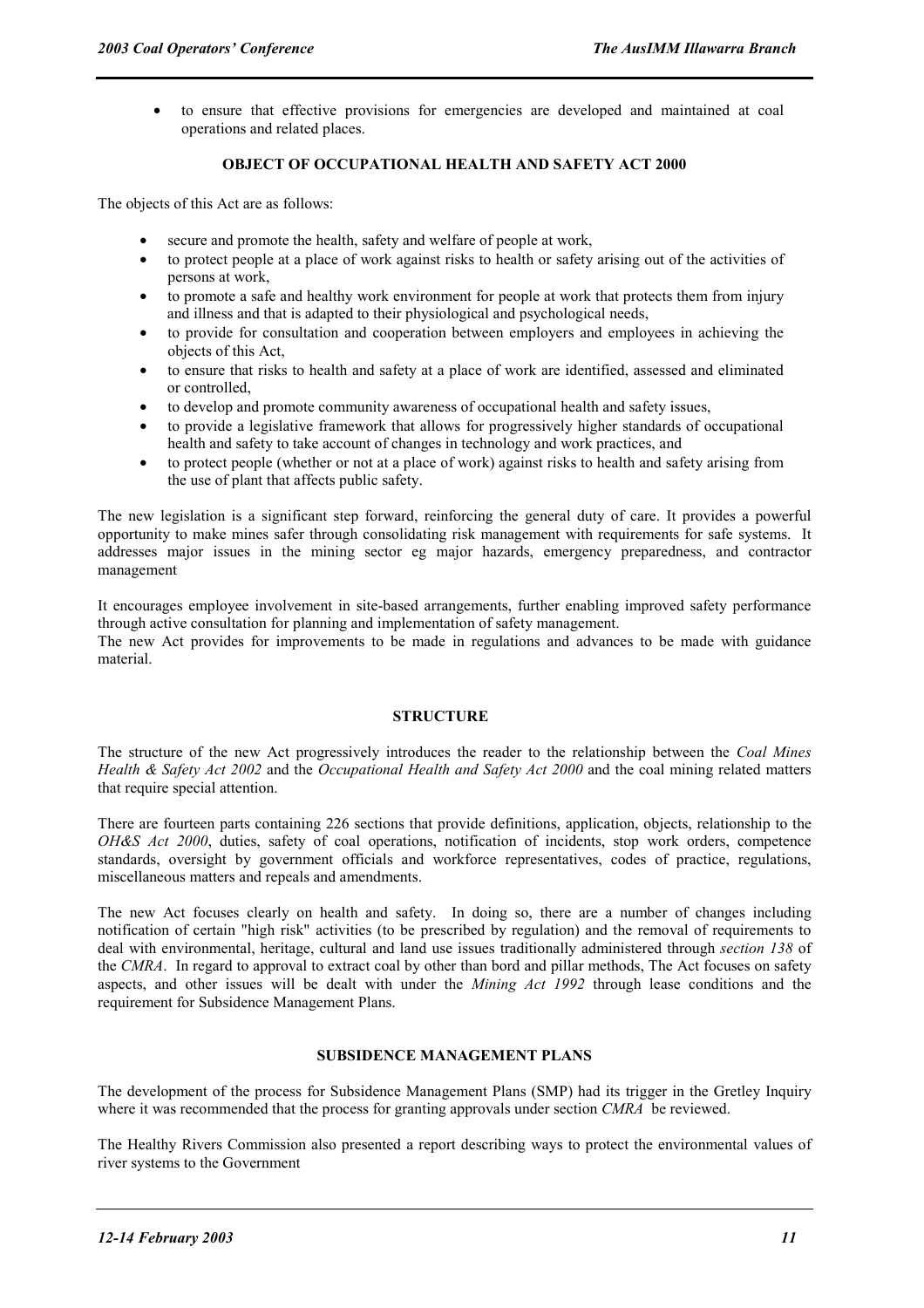- to ensure that effective provisions for emergencies are developed and maintained at coal operations and related places.

## OBJECT OF OCCUPATIONAL HEALTH AND SAFETY ACT 2000

The objects of this Act are as follows:

- secure and promote the health, safety and welfare of people at work,
- to protect people at a place of work against risks to health or safety arising out of the activities of persons at work,
- to promote a safe and healthy work environment for people at work that protects them from injury and illness and that is adapted to their physiological and psychological needs,
- to provide for consultation and cooperation between employers and employees in achieving the objects of this Act,
- to ensure that risks to health and safety at a place of work are identified, assessed and eliminated or controlled,
- to develop and promote community awareness of occupational health and safety issues,
- to provide a legislative framework that allows for progressively higher standards of occupational health and safety to take account of changes in technology and work practices, and
- to protect people (whether or not at a place of work) against risks to health and safety arising from the use of plant that affects public safety.

The new legislation is a significant step forward, reinforcing the general duty of care. It provides a powerful opportunity to make mines safer through consolidating risk management with requirements for safe systems. It addresses major issues in the mining sector eg major hazards, emergency preparedness, and contractor management

It encourages employee involvement in site-based arrangements, further enabling improved safety performance through active consultation for planning and implementation of safety management.
The new Act provides for improvements to be made in regulations and advances to be made with guidance material.

## STRUCTURE

The structure of the new Act progressively introduces the reader to the relationship between the *Coal Mines Health & Safety Act 2002* and the *Occupational Health and Safety Act 2000* and the coal mining related matters that require special attention.

There are fourteen parts containing 226 sections that provide definitions, application, objects, relationship to the *OH&S Act 2000*, duties, safety of coal operations, notification of incidents, stop work orders, competence standards, oversight by government officials and workforce representatives, codes of practice, regulations, miscellaneous matters and repeals and amendments.

The new Act focuses clearly on health and safety. In doing so, there are a number of changes including notification of certain "high risk" activities (to be prescribed by regulation) and the removal of requirements to deal with environmental, heritage, cultural and land use issues traditionally administered through *section 138* of the *CMRA*. In regard to approval to extract coal by other than bord and pillar methods, The Act focuses on safety aspects, and other issues will be dealt with under the *Mining Act 1992* through lease conditions and the requirement for Subsidence Management Plans.

## SUBSIDENCE MANAGEMENT PLANS

The development of the process for Subsidence Management Plans (SMP) had its trigger in the Gretley Inquiry where it was recommended that the process for granting approvals under section *CMRA* be reviewed.

The Healthy Rivers Commission also presented a report describing ways to protect the environmental values of river systems to the Government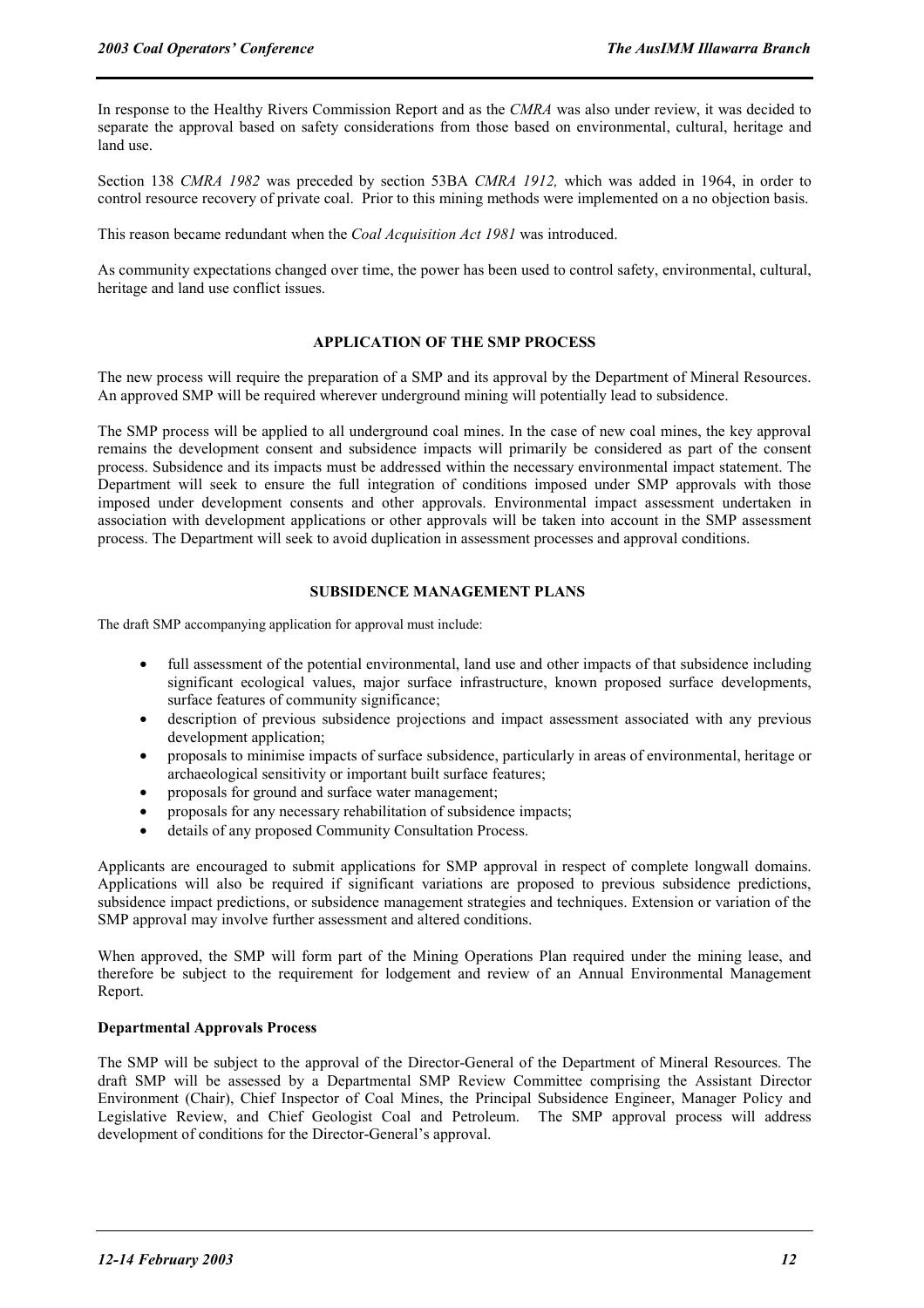In response to the Healthy Rivers Commission Report and as the *CMRA* was also under review, it was decided to separate the approval based on safety considerations from those based on environmental, cultural, heritage and land use.

Section 138 *CMRA 1982* was preceded by section 53BA *CMRA 1912,* which was added in 1964, in order to control resource recovery of private coal. Prior to this mining methods were implemented on a no objection basis.

This reason became redundant when the *Coal Acquisition Act 1981* was introduced.

As community expectations changed over time, the power has been used to control safety, environmental, cultural, heritage and land use conflict issues.

## APPLICATION OF THE SMP PROCESS

The new process will require the preparation of a SMP and its approval by the Department of Mineral Resources. An approved SMP will be required wherever underground mining will potentially lead to subsidence.

The SMP process will be applied to all underground coal mines. In the case of new coal mines, the key approval remains the development consent and subsidence impacts will primarily be considered as part of the consent process. Subsidence and its impacts must be addressed within the necessary environmental impact statement. The Department will seek to ensure the full integration of conditions imposed under SMP approvals with those imposed under development consents and other approvals. Environmental impact assessment undertaken in association with development applications or other approvals will be taken into account in the SMP assessment process. The Department will seek to avoid duplication in assessment processes and approval conditions.

## SUBSIDENCE MANAGEMENT PLANS

The draft SMP accompanying application for approval must include:

- full assessment of the potential environmental, land use and other impacts of that subsidence including significant ecological values, major surface infrastructure, known proposed surface developments, surface features of community significance;
- description of previous subsidence projections and impact assessment associated with any previous development application;
- proposals to minimise impacts of surface subsidence, particularly in areas of environmental, heritage or archaeological sensitivity or important built surface features;
- proposals for ground and surface water management;
- proposals for any necessary rehabilitation of subsidence impacts;
- details of any proposed Community Consultation Process.

Applicants are encouraged to submit applications for SMP approval in respect of complete longwall domains. Applications will also be required if significant variations are proposed to previous subsidence predictions, subsidence impact predictions, or subsidence management strategies and techniques. Extension or variation of the SMP approval may involve further assessment and altered conditions.

When approved, the SMP will form part of the Mining Operations Plan required under the mining lease, and therefore be subject to the requirement for lodgement and review of an Annual Environmental Management Report.

### Departmental Approvals Process

The SMP will be subject to the approval of the Director-General of the Department of Mineral Resources. The draft SMP will be assessed by a Departmental SMP Review Committee comprising the Assistant Director Environment (Chair), Chief Inspector of Coal Mines, the Principal Subsidence Engineer, Manager Policy and Legislative Review, and Chief Geologist Coal and Petroleum. The SMP approval process will address development of conditions for the Director-General's approval.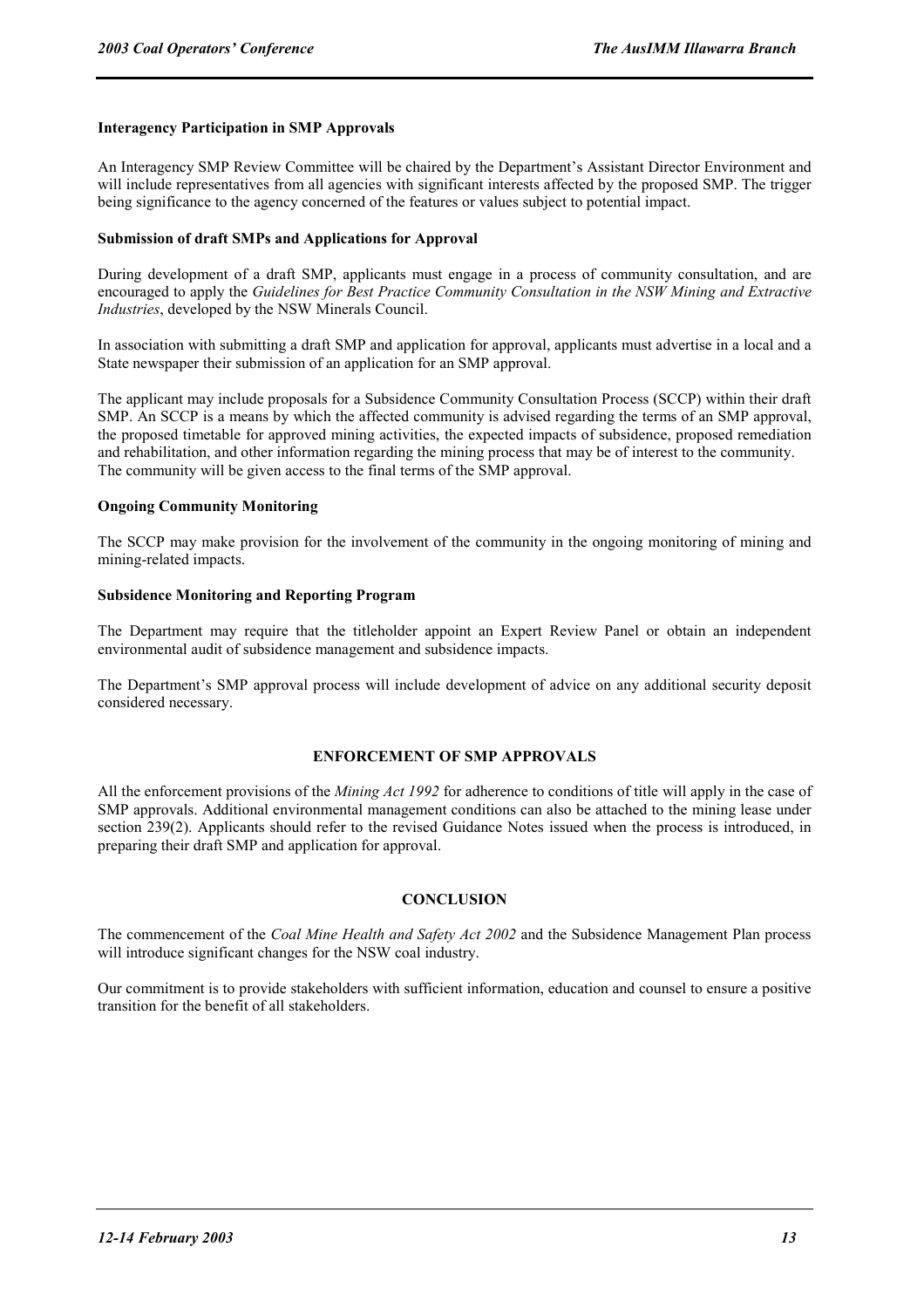**Interagency Participation in SMP Approvals**

An Interagency SMP Review Committee will be chaired by the Department's Assistant Director Environment and will include representatives from all agencies with significant interests affected by the proposed SMP. The trigger being significance to the agency concerned of the features or values subject to potential impact.

**Submission of draft SMPs and Applications for Approval**

During development of a draft SMP, applicants must engage in a process of community consultation, and are encouraged to apply the *Guidelines for Best Practice Community Consultation in the NSW Mining and Extractive Industries*, developed by the NSW Minerals Council.

In association with submitting a draft SMP and application for approval, applicants must advertise in a local and a State newspaper their submission of an application for an SMP approval.

The applicant may include proposals for a Subsidence Community Consultation Process (SCCP) within their draft SMP. An SCCP is a means by which the affected community is advised regarding the terms of an SMP approval, the proposed timetable for approved mining activities, the expected impacts of subsidence, proposed remediation and rehabilitation, and other information regarding the mining process that may be of interest to the community. The community will be given access to the final terms of the SMP approval.

**Ongoing Community Monitoring**

The SCCP may make provision for the involvement of the community in the ongoing monitoring of mining and mining-related impacts.

**Subsidence Monitoring and Reporting Program**

The Department may require that the titleholder appoint an Expert Review Panel or obtain an independent environmental audit of subsidence management and subsidence impacts.

The Department's SMP approval process will include development of advice on any additional security deposit considered necessary.

## ENFORCEMENT OF SMP APPROVALS

All the enforcement provisions of the *Mining Act 1992* for adherence to conditions of title will apply in the case of SMP approvals. Additional environmental management conditions can also be attached to the mining lease under section 239(2). Applicants should refer to the revised Guidance Notes issued when the process is introduced, in preparing their draft SMP and application for approval.

## CONCLUSION

The commencement of the *Coal Mine Health and Safety Act 2002* and the Subsidence Management Plan process will introduce significant changes for the NSW coal industry.

Our commitment is to provide stakeholders with sufficient information, education and counsel to ensure a positive transition for the benefit of all stakeholders.